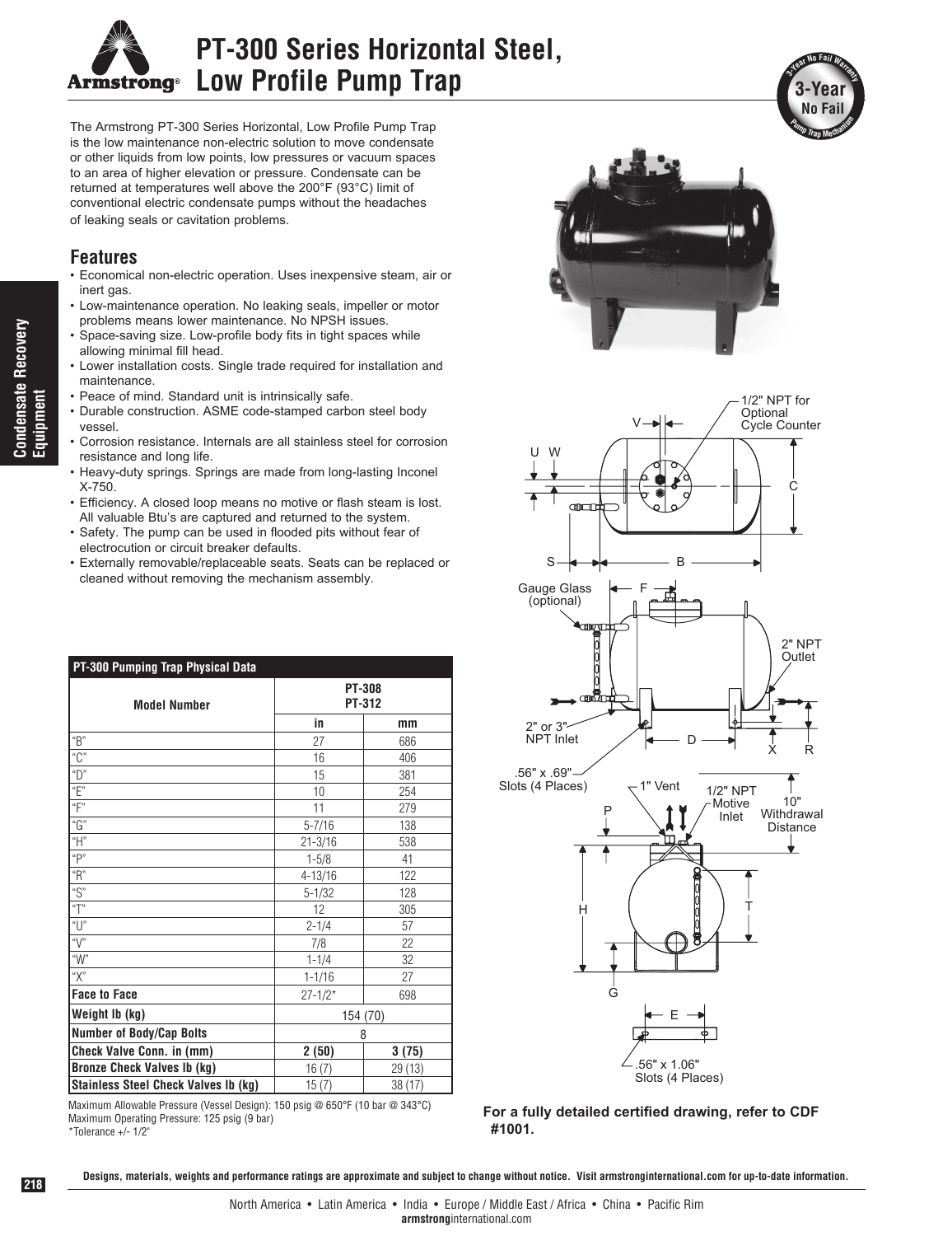# PT-300 Series Horizontal Steel, Low Profile Pump Trap

The Armstrong PT-300 Series Horizontal, Low Profile Pump Trap is the low maintenance non-electric solution to move condensate or other liquids from low points, low pressures or vacuum spaces to an area of higher elevation or pressure. Condensate can be returned at temperatures well above the 200°F (93°C) limit of conventional electric condensate pumps without the headaches of leaking seals or cavitation problems.

## Features

- Economical non-electric operation. Uses inexpensive steam, air or inert gas.
- Low-maintenance operation. No leaking seals, impeller or motor problems means lower maintenance. No NPSH issues.
- Space-saving size. Low-profile body fits in tight spaces while allowing minimal fill head.
- Lower installation costs. Single trade required for installation and maintenance.
- Peace of mind. Standard unit is intrinsically safe.
- Durable construction. ASME code-stamped carbon steel body vessel.
- Corrosion resistance. Internals are all stainless steel for corrosion resistance and long life.
- Heavy-duty springs. Springs are made from long-lasting Inconel X-750.
- Efficiency. A closed loop means no motive or flash steam is lost. All valuable Btu's are captured and returned to the system.
- Safety. The pump can be used in flooded pits without fear of electrocution or circuit breaker defaults.
- Externally removable/replaceable seats. Seats can be replaced or cleaned without removing the mechanism assembly.

| PT-300 Pumping Trap Physical Data | | |
|---|---|---|
| Model Number | PT-308 PT-312 | |
| | in | mm |
| "B" | 27 | 686 |
| "C" | 16 | 406 |
| "D" | 15 | 381 |
| "E" | 10 | 254 |
| "F" | 11 | 279 |
| "G" | 5-7/16 | 138 |
| "H" | 21-3/16 | 538 |
| "P" | 1-5/8 | 41 |
| "R" | 4-13/16 | 122 |
| "S" | 5-1/32 | 128 |
| "T" | 12 | 305 |
| "U" | 2-1/4 | 57 |
| "V" | 7/8 | 22 |
| "W" | 1-1/4 | 32 |
| "X" | 1-1/16 | 27 |
| **Face to Face** | 27-1/2* | 698 |
| **Weight lb (kg)** | 154 (70) | |
| **Number of Body/Cap Bolts** | 8 | |
| **Check Valve Conn. in (mm)** | **2 (50)** | **3 (75)** |
| **Bronze Check Valves lb (kg)** | 16 (7) | 29 (13) |
| **Stainless Steel Check Valves lb (kg)** | 15 (7) | 38 (17) |

Maximum Allowable Pressure (Vessel Design): 150 psig @ 650°F (10 bar @ 343°C)
Maximum Operating Pressure: 125 psig (9 bar)
*Tolerance +/- 1/2"

1/2" NPT for Optional Cycle Counter

Gauge Glass (optional)

2" NPT Outlet

2" or 3" NPT Inlet

.56" x .69" Slots (4 Places)

1" Vent

1/2" NPT Motive Inlet

10" Withdrawal Distance

.56" x 1.06" Slots (4 Places)

**For a fully detailed certified drawing, refer to CDF #1001.**

**Designs, materials, weights and performance ratings are approximate and subject to change without notice. Visit armstronginternational.com for up-to-date information.**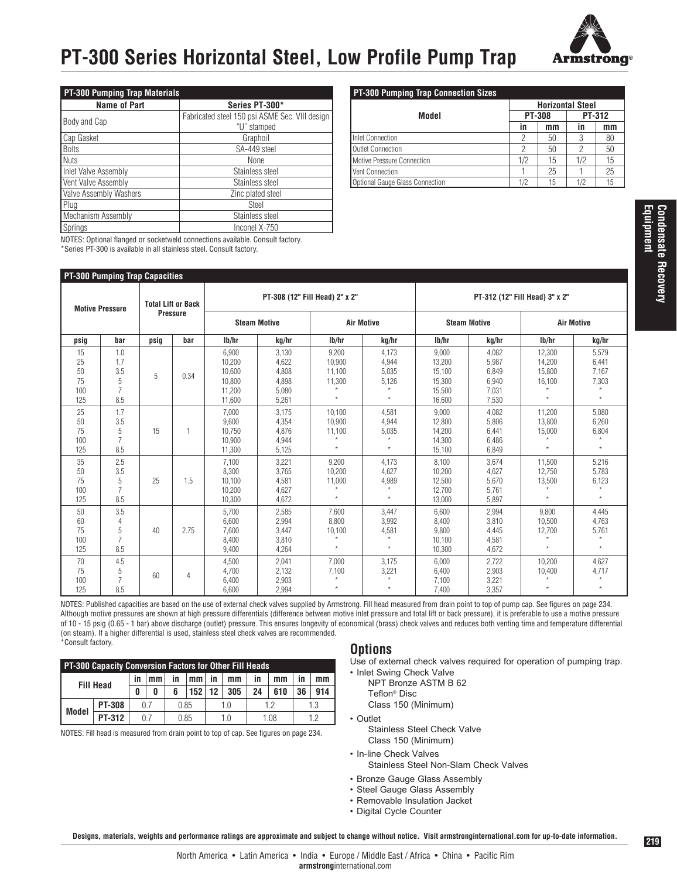# PT-300 Series Horizontal Steel, Low Profile Pump Trap

| PT-300 Pumping Trap Materials | |
|---|---|
| **Name of Part** | **Series PT-300*** |
| Body and Cap | Fabricated steel 150 psi ASME Sec. VIII design "U" stamped |
| Cap Gasket | Graphoil |
| Bolts | SA-449 steel |
| Nuts | None |
| Inlet Valve Assembly | Stainless steel |
| Vent Valve Assembly | Stainless steel |
| Valve Assembly Washers | Zinc plated steel |
| Plug | Steel |
| Mechanism Assembly | Stainless steel |
| Springs | Inconel X-750 |

NOTES: Optional flanged or socketweld connections available. Consult factory.
*Series PT-300 is available in all stainless steel. Consult factory.

| PT-300 Pumping Trap Connection Sizes | | | | |
|---|---|---|---|---|
| **Model** | **Horizontal Steel** | | | |
| | **PT-308** | | **PT-312** | |
| | in | mm | in | mm |
| Inlet Connection | 2 | 50 | 3 | 80 |
| Outlet Connection | 2 | 50 | 2 | 50 |
| Motive Pressure Connection | 1/2 | 15 | 1/2 | 15 |
| Vent Connection | 1 | 25 | 1 | 25 |
| Optional Gauge Glass Connection | 1/2 | 15 | 1/2 | 15 |

**PT-300 Pumping Trap Capacities**

| Motive Pressure | | Total Lift or Back Pressure | | PT-308 (12" Fill Head) 2" x 2" | | | | PT-312 (12" Fill Head) 3" x 2" | | | |
|---|---|---|---|---|---|---|---|---|---|---|---|
| | | | | Steam Motive | | Air Motive | | Steam Motive | | Air Motive | |
| psig | bar | psig | bar | lb/hr | kg/hr | lb/hr | kg/hr | lb/hr | kg/hr | lb/hr | kg/hr |
| 15 | 1.0 | 5 | 0.34 | 6,900 | 3,130 | 9,200 | 4,173 | 9,000 | 4,082 | 12,300 | 5,579 |
| 25 | 1.7 | 5 | 0.34 | 10,200 | 4,622 | 10,900 | 4,944 | 13,200 | 5,987 | 14,200 | 6,441 |
| 50 | 3.5 | 5 | 0.34 | 10,600 | 4,808 | 11,100 | 5,035 | 15,100 | 6,849 | 15,800 | 7,167 |
| 75 | 5 | 5 | 0.34 | 10,800 | 4,898 | 11,300 | 5,126 | 15,300 | 6,940 | 16,100 | 7,303 |
| 100 | 7 | 5 | 0.34 | 11,200 | 5,080 | * | * | 15,500 | 7,031 | * | * |
| 125 | 8.5 | 5 | 0.34 | 11,600 | 5,261 | * | * | 16,600 | 7,530 | * | * |
| 25 | 1.7 | 15 | 1 | 7,000 | 3,175 | 10,100 | 4,581 | 9,000 | 4,082 | 11,200 | 5,080 |
| 50 | 3.5 | 15 | 1 | 9,600 | 4,354 | 10,900 | 4,944 | 12,800 | 5,806 | 13,800 | 6,260 |
| 75 | 5 | 15 | 1 | 10,750 | 4,876 | 11,100 | 5,035 | 14,200 | 6,441 | 15,000 | 6,804 |
| 100 | 7 | 15 | 1 | 10,900 | 4,944 | * | * | 14,300 | 6,486 | * | * |
| 125 | 8.5 | 15 | 1 | 11,300 | 5,125 | * | * | 15,100 | 6,849 | * | * |
| 35 | 2.5 | 25 | 1.5 | 7,100 | 3,221 | 9,200 | 4,173 | 8,100 | 3,674 | 11,500 | 5,216 |
| 50 | 3.5 | 25 | 1.5 | 8,300 | 3,765 | 10,200 | 4,627 | 10,200 | 4,627 | 12,750 | 5,783 |
| 75 | 5 | 25 | 1.5 | 10,100 | 4,581 | 11,000 | 4,989 | 12,500 | 5,670 | 13,500 | 6,123 |
| 100 | 7 | 25 | 1.5 | 10,200 | 4,627 | * | * | 12,700 | 5,761 | * | * |
| 125 | 8.5 | 25 | 1.5 | 10,300 | 4,672 | * | * | 13,000 | 5,897 | * | * |
| 50 | 3.5 | 40 | 2.75 | 5,700 | 2,585 | 7,600 | 3,447 | 6,600 | 2,994 | 9,800 | 4,445 |
| 60 | 4 | 40 | 2.75 | 6,600 | 2,994 | 8,800 | 3,992 | 8,400 | 3,810 | 10,500 | 4,763 |
| 75 | 5 | 40 | 2.75 | 7,600 | 3,447 | 10,100 | 4,581 | 9,800 | 4,445 | 12,700 | 5,761 |
| 100 | 7 | 40 | 2.75 | 8,400 | 3,810 | * | * | 10,100 | 4,581 | * | * |
| 125 | 8.5 | 40 | 2.75 | 9,400 | 4,264 | * | * | 10,300 | 4,672 | * | * |
| 70 | 4.5 | 60 | 4 | 4,500 | 2,041 | 7,000 | 3,175 | 6,000 | 2,722 | 10,200 | 4,627 |
| 75 | 5 | 60 | 4 | 4,700 | 2,132 | 7,100 | 3,221 | 6,400 | 2,903 | 10,400 | 4,717 |
| 100 | 7 | 60 | 4 | 6,400 | 2,903 | * | * | 7,100 | 3,221 | * | * |
| 125 | 8.5 | 60 | 4 | 6,600 | 2,994 | * | * | 7,400 | 3,357 | * | * |

NOTES: Published capacities are based on the use of external check valves supplied by Armstrong. Fill head measured from drain point to top of pump cap. See figures on page 234. Although motive pressures are shown at high pressure differentials (difference between motive inlet pressure and total lift or back pressure), it is preferable to use a motive pressure of 10 - 15 psig (0.65 - 1 bar) above discharge (outlet) pressure. This ensures longevity of economical (brass) check valves and reduces both venting time and temperature differential (on steam). If a higher differential is used, stainless steel check valves are recommended.
*Consult factory.

| PT-300 Capacity Conversion Factors for Other Fill Heads | | | | | | | | | | | |
|---|---|---|---|---|---|---|---|---|---|---|---|
| Fill Head | | in | mm | in | mm | in | mm | in | mm | in | mm |
| | | 0 | 0 | 6 | 152 | 12 | 305 | 24 | 610 | 36 | 914 |
| Model | PT-308 | 0.7 | | 0.85 | | 1.0 | | 1.2 | | 1.3 | |
| | PT-312 | 0.7 | | 0.85 | | 1.0 | | 1.08 | | 1.2 | |

NOTES: Fill head is measured from drain point to top of cap. See figures on page 234.

## Options

Use of external check valves required for operation of pumping trap.

- Inlet Swing Check Valve
  - NPT Bronze ASTM B 62
  - Teflon® Disc
  - Class 150 (Minimum)
- Outlet
  - Stainless Steel Check Valve
  - Class 150 (Minimum)
- In-line Check Valves
  - Stainless Steel Non-Slam Check Valves
- Bronze Gauge Glass Assembly
- Steel Gauge Glass Assembly
- Removable Insulation Jacket
- Digital Cycle Counter

**Designs, materials, weights and performance ratings are approximate and subject to change without notice. Visit armstronginternational.com for up-to-date information.**